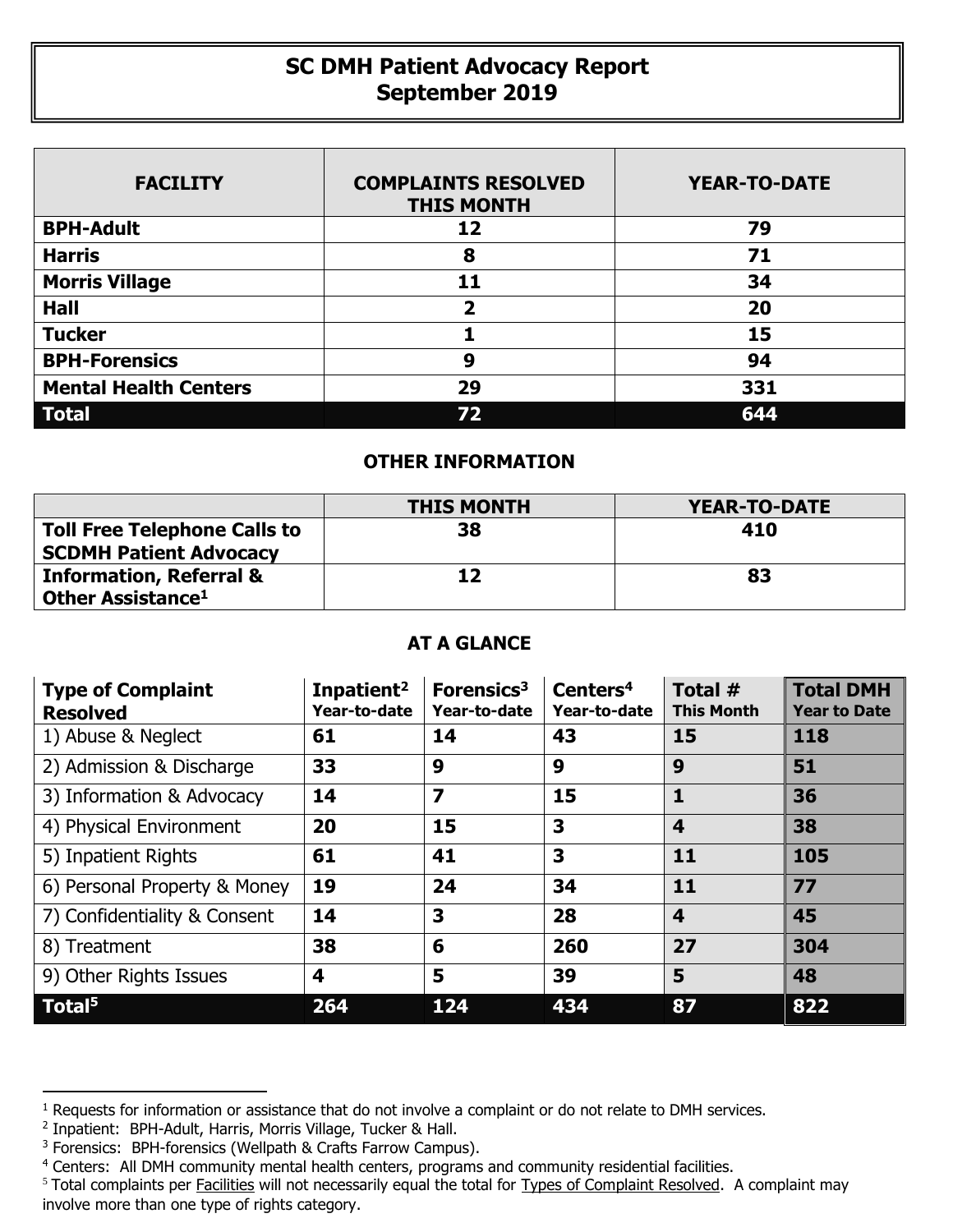# SC DMH Patient Advocacy Report
## September 2019

| FACILITY | COMPLAINTS RESOLVED THIS MONTH | YEAR-TO-DATE |
|---|---|---|
| **BPH-Adult** | **12** | **79** |
| **Harris** | **8** | **71** |
| **Morris Village** | **11** | **34** |
| **Hall** | **2** | **20** |
| **Tucker** | **1** | **15** |
| **BPH-Forensics** | **9** | **94** |
| **Mental Health Centers** | **29** | **331** |
| **Total** | **72** | **644** |

### OTHER INFORMATION

| | THIS MONTH | YEAR-TO-DATE |
|---|---|---|
| **Toll Free Telephone Calls to SCDMH Patient Advocacy** | **38** | **410** |
| **Information, Referral & Other Assistance[1]** | **12** | **83** |

### AT A GLANCE

| Type of Complaint Resolved | Inpatient[2] Year-to-date | Forensics[3] Year-to-date | Centers[4] Year-to-date | Total # This Month | Total DMH Year to Date |
|---|---|---|---|---|---|
| 1) Abuse & Neglect | 61 | 14 | 43 | 15 | 118 |
| 2) Admission & Discharge | 33 | 9 | 9 | 9 | 51 |
| 3) Information & Advocacy | 14 | 7 | 15 | 1 | 36 |
| 4) Physical Environment | 20 | 15 | 3 | 4 | 38 |
| 5) Inpatient Rights | 61 | 41 | 3 | 11 | 105 |
| 6) Personal Property & Money | 19 | 24 | 34 | 11 | 77 |
| 7) Confidentiality & Consent | 14 | 3 | 28 | 4 | 45 |
| 8) Treatment | 38 | 6 | 260 | 27 | 304 |
| 9) Other Rights Issues | 4 | 5 | 39 | 5 | 48 |
| **Total[5]** | **264** | **124** | **434** | **87** | **822** |

---

[1] Requests for information or assistance that do not involve a complaint or do not relate to DMH services.

[2] Inpatient: BPH-Adult, Harris, Morris Village, Tucker & Hall.

[3] Forensics: BPH-forensics (Wellpath & Crafts Farrow Campus).

[4] Centers: All DMH community mental health centers, programs and community residential facilities.

[5] Total complaints per Facilities will not necessarily equal the total for Types of Complaint Resolved. A complaint may involve more than one type of rights category.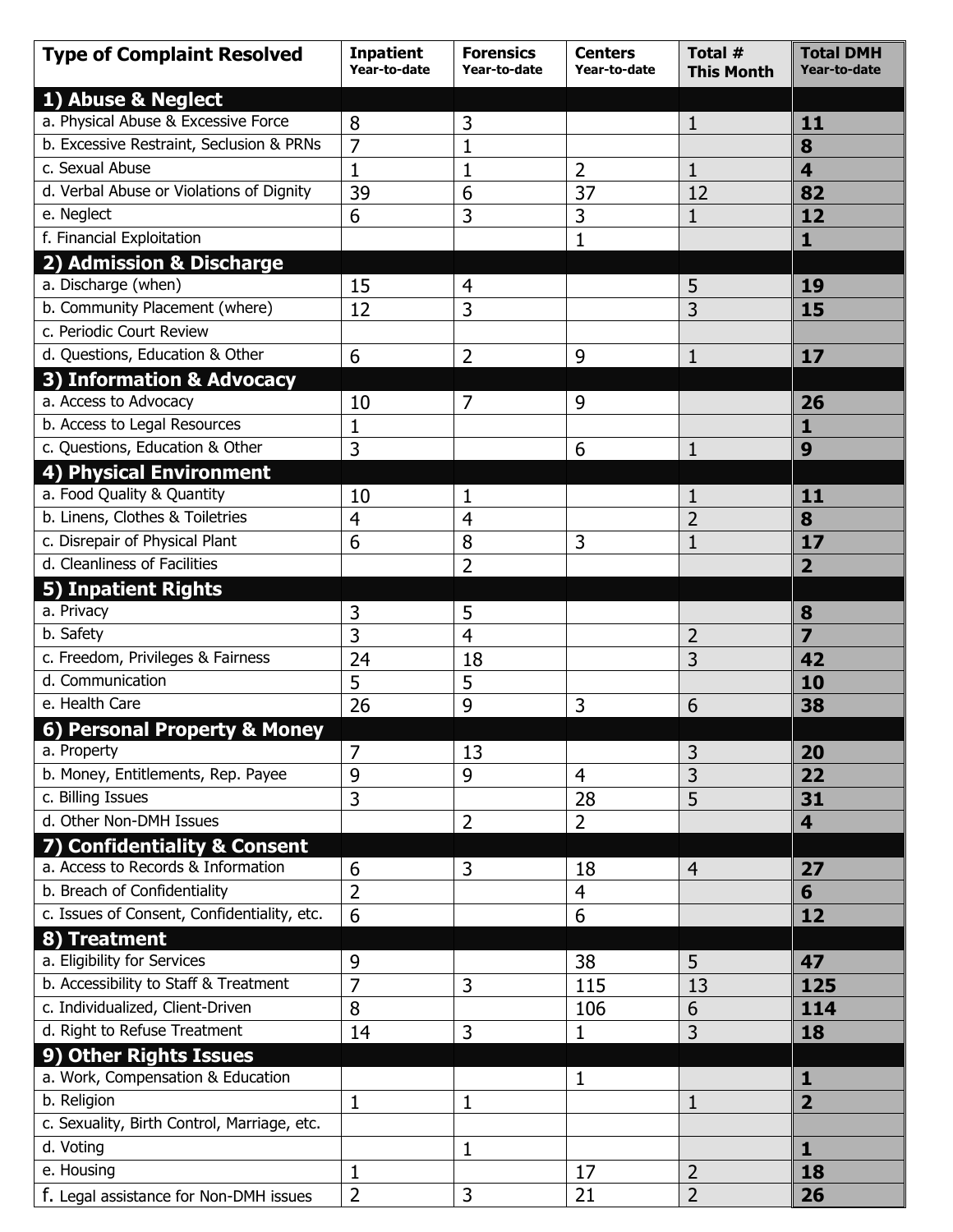| Type of Complaint Resolved | Inpatient Year-to-date | Forensics Year-to-date | Centers Year-to-date | Total # This Month | Total DMH Year-to-date |
|---|---|---|---|---|---|
| **1) Abuse & Neglect** | | | | | |
| a. Physical Abuse & Excessive Force | 8 | 3 | | 1 | **11** |
| b. Excessive Restraint, Seclusion & PRNs | 7 | 1 | | | **8** |
| c. Sexual Abuse | 1 | 1 | 2 | 1 | **4** |
| d. Verbal Abuse or Violations of Dignity | 39 | 6 | 37 | 12 | **82** |
| e. Neglect | 6 | 3 | 3 | 1 | **12** |
| f. Financial Exploitation | | | 1 | | **1** |
| **2) Admission & Discharge** | | | | | |
| a. Discharge (when) | 15 | 4 | | 5 | **19** |
| b. Community Placement (where) | 12 | 3 | | 3 | **15** |
| c. Periodic Court Review | | | | | |
| d. Questions, Education & Other | 6 | 2 | 9 | 1 | **17** |
| **3) Information & Advocacy** | | | | | |
| a. Access to Advocacy | 10 | 7 | 9 | | **26** |
| b. Access to Legal Resources | 1 | | | | **1** |
| c. Questions, Education & Other | 3 | | 6 | 1 | **9** |
| **4) Physical Environment** | | | | | |
| a. Food Quality & Quantity | 10 | 1 | | 1 | **11** |
| b. Linens, Clothes & Toiletries | 4 | 4 | | 2 | **8** |
| c. Disrepair of Physical Plant | 6 | 8 | 3 | 1 | **17** |
| d. Cleanliness of Facilities | | 2 | | | **2** |
| **5) Inpatient Rights** | | | | | |
| a. Privacy | 3 | 5 | | | **8** |
| b. Safety | 3 | 4 | | 2 | **7** |
| c. Freedom, Privileges & Fairness | 24 | 18 | | 3 | **42** |
| d. Communication | 5 | 5 | | | **10** |
| e. Health Care | 26 | 9 | 3 | 6 | **38** |
| **6) Personal Property & Money** | | | | | |
| a. Property | 7 | 13 | | 3 | **20** |
| b. Money, Entitlements, Rep. Payee | 9 | 9 | 4 | 3 | **22** |
| c. Billing Issues | 3 | | 28 | 5 | **31** |
| d. Other Non-DMH Issues | | 2 | 2 | | **4** |
| **7) Confidentiality & Consent** | | | | | |
| a. Access to Records & Information | 6 | 3 | 18 | 4 | **27** |
| b. Breach of Confidentiality | 2 | | 4 | | **6** |
| c. Issues of Consent, Confidentiality, etc. | 6 | | 6 | | **12** |
| **8) Treatment** | | | | | |
| a. Eligibility for Services | 9 | | 38 | 5 | **47** |
| b. Accessibility to Staff & Treatment | 7 | 3 | 115 | 13 | **125** |
| c. Individualized, Client-Driven | 8 | | 106 | 6 | **114** |
| d. Right to Refuse Treatment | 14 | 3 | 1 | 3 | **18** |
| **9) Other Rights Issues** | | | | | |
| a. Work, Compensation & Education | | | 1 | | **1** |
| b. Religion | 1 | 1 | | 1 | **2** |
| c. Sexuality, Birth Control, Marriage, etc. | | | | | |
| d. Voting | | 1 | | | **1** |
| e. Housing | 1 | | 17 | 2 | **18** |
| f. Legal assistance for Non-DMH issues | 2 | 3 | 21 | 2 | **26** |